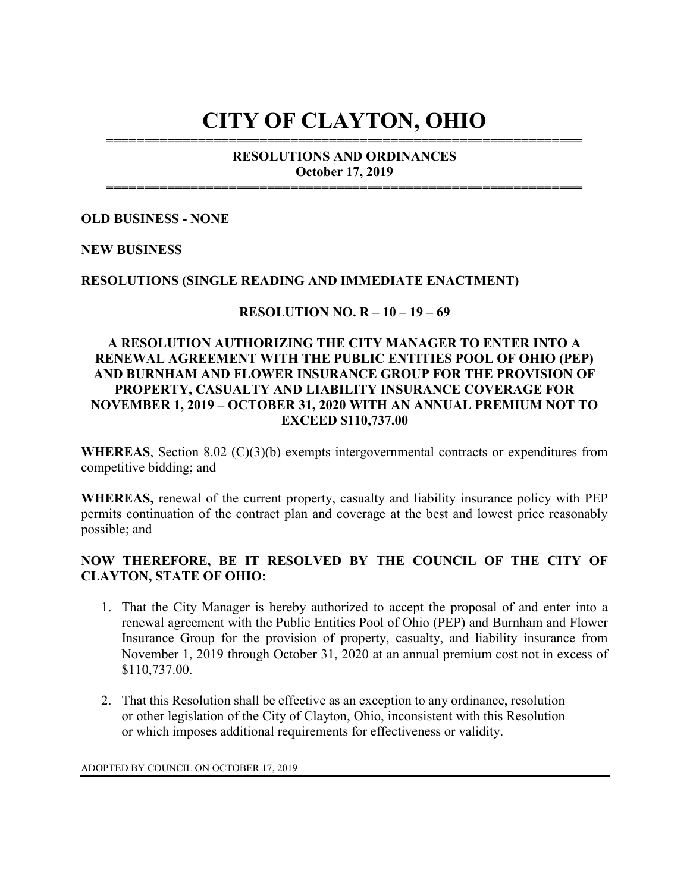# CITY OF CLAYTON, OHIO

**RESOLUTIONS AND ORDINANCES**
**October 17, 2019**

**OLD BUSINESS - NONE**

**NEW BUSINESS**

**RESOLUTIONS (SINGLE READING AND IMMEDIATE ENACTMENT)**

**RESOLUTION NO. R – 10 – 19 – 69**

**A RESOLUTION AUTHORIZING THE CITY MANAGER TO ENTER INTO A RENEWAL AGREEMENT WITH THE PUBLIC ENTITIES POOL OF OHIO (PEP) AND BURNHAM AND FLOWER INSURANCE GROUP FOR THE PROVISION OF PROPERTY, CASUALTY AND LIABILITY INSURANCE COVERAGE FOR NOVEMBER 1, 2019 – OCTOBER 31, 2020 WITH AN ANNUAL PREMIUM NOT TO EXCEED $110,737.00**

**WHEREAS**, Section 8.02 (C)(3)(b) exempts intergovernmental contracts or expenditures from competitive bidding; and

**WHEREAS,** renewal of the current property, casualty and liability insurance policy with PEP permits continuation of the contract plan and coverage at the best and lowest price reasonably possible; and

**NOW THEREFORE, BE IT RESOLVED BY THE COUNCIL OF THE CITY OF CLAYTON, STATE OF OHIO:**

1. That the City Manager is hereby authorized to accept the proposal of and enter into a renewal agreement with the Public Entities Pool of Ohio (PEP) and Burnham and Flower Insurance Group for the provision of property, casualty, and liability insurance from November 1, 2019 through October 31, 2020 at an annual premium cost not in excess of $110,737.00.

2. That this Resolution shall be effective as an exception to any ordinance, resolution or other legislation of the City of Clayton, Ohio, inconsistent with this Resolution or which imposes additional requirements for effectiveness or validity.

ADOPTED BY COUNCIL ON OCTOBER 17, 2019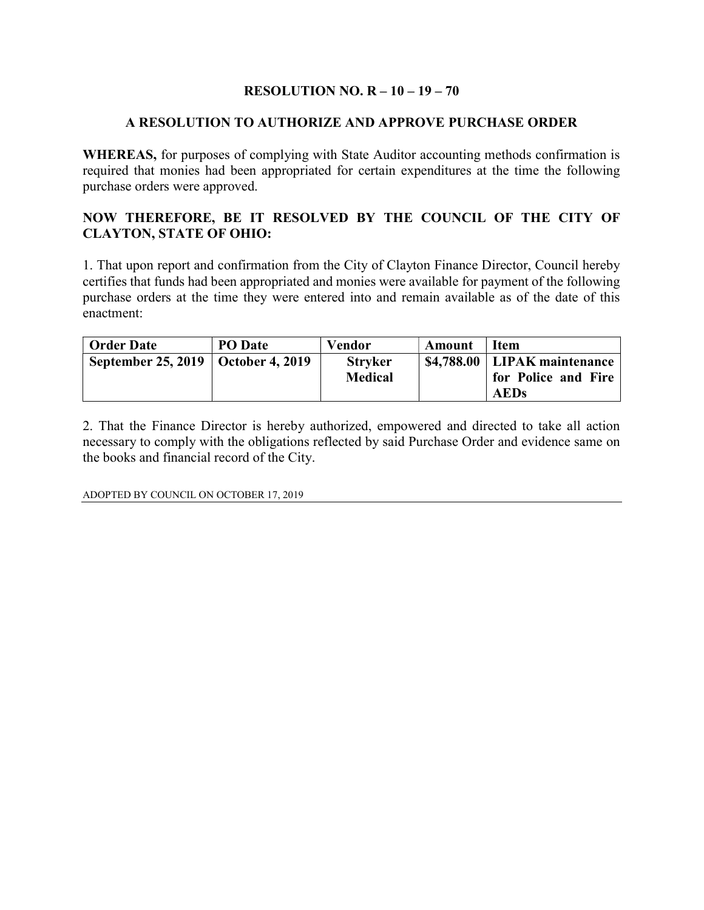**RESOLUTION NO. R – 10 – 19 – 70**

**A RESOLUTION TO AUTHORIZE AND APPROVE PURCHASE ORDER**

**WHEREAS,** for purposes of complying with State Auditor accounting methods confirmation is required that monies had been appropriated for certain expenditures at the time the following purchase orders were approved.

**NOW THEREFORE, BE IT RESOLVED BY THE COUNCIL OF THE CITY OF CLAYTON, STATE OF OHIO:**

1. That upon report and confirmation from the City of Clayton Finance Director, Council hereby certifies that funds had been appropriated and monies were available for payment of the following purchase orders at the time they were entered into and remain available as of the date of this enactment:

| Order Date | PO Date | Vendor | Amount | Item |
|---|---|---|---|---|
| **September 25, 2019** | **October 4, 2019** | **Stryker Medical** | **$4,788.00** | **LIPAK maintenance for Police and Fire AEDs** |

2. That the Finance Director is hereby authorized, empowered and directed to take all action necessary to comply with the obligations reflected by said Purchase Order and evidence same on the books and financial record of the City.

ADOPTED BY COUNCIL ON OCTOBER 17, 2019